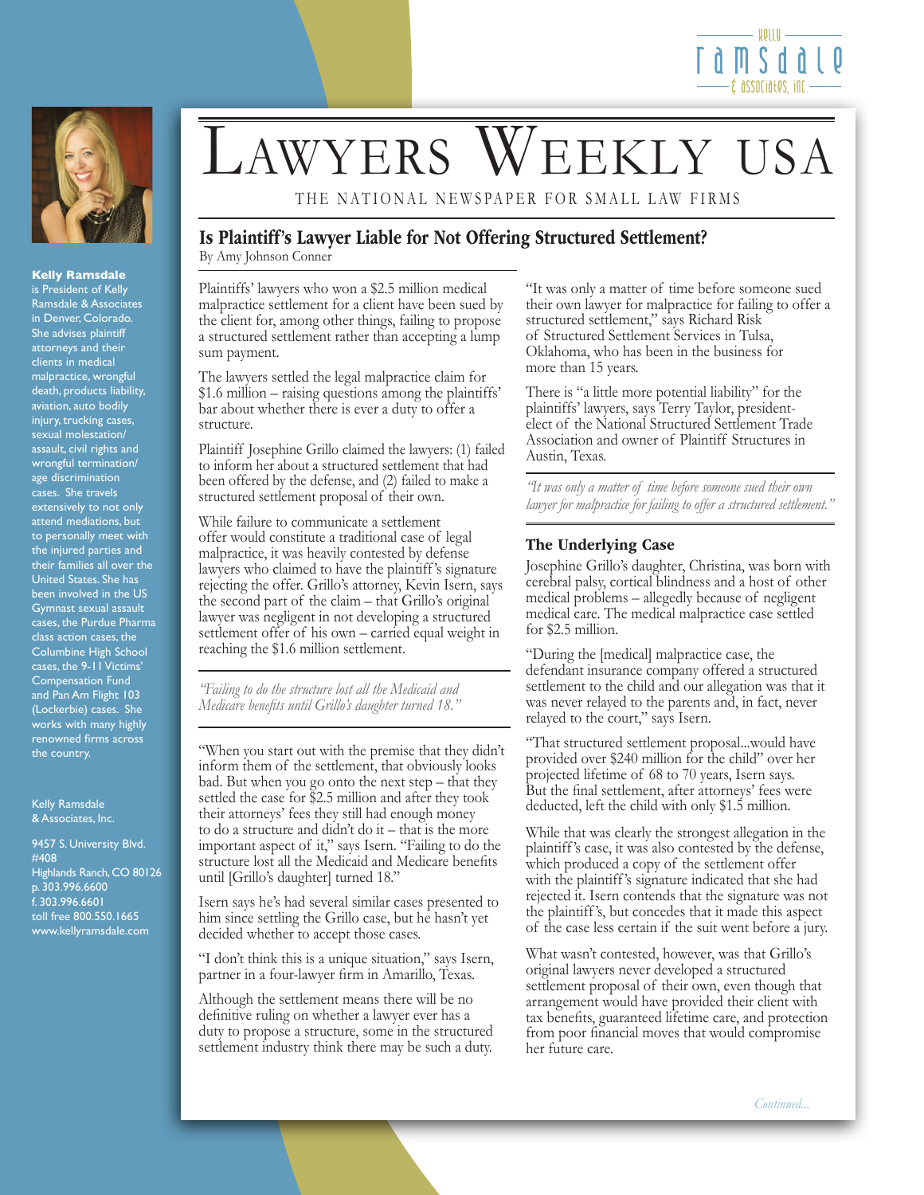# LAWYERS WEEKLY USA

THE NATIONAL NEWSPAPER FOR SMALL LAW FIRMS

## Is Plaintiff's Lawyer Liable for Not Offering Structured Settlement?

By Amy Johnson Conner

Plaintiffs' lawyers who won a $2.5 million medical malpractice settlement for a client have been sued by the client for, among other things, failing to propose a structured settlement rather than accepting a lump sum payment.

The lawyers settled the legal malpractice claim for $1.6 million – raising questions among the plaintiffs' bar about whether there is ever a duty to offer a structure.

Plaintiff Josephine Grillo claimed the lawyers: (1) failed to inform her about a structured settlement that had been offered by the defense, and (2) failed to make a structured settlement proposal of their own.

While failure to communicate a settlement offer would constitute a traditional case of legal malpractice, it was heavily contested by defense lawyers who claimed to have the plaintiff's signature rejecting the offer. Grillo's attorney, Kevin Isern, says the second part of the claim – that Grillo's original lawyer was negligent in not developing a structured settlement offer of his own – carried equal weight in reaching the $1.6 million settlement.

*"Failing to do the structure lost all the Medicaid and Medicare benefits until Grillo's daughter turned 18."*

"When you start out with the premise that they didn't inform them of the settlement, that obviously looks bad. But when you go onto the next step – that they settled the case for $2.5 million and after they took their attorneys' fees they still had enough money to do a structure and didn't do it – that is the more important aspect of it," says Isern. "Failing to do the structure lost all the Medicaid and Medicare benefits until [Grillo's daughter] turned 18."

Isern says he's had several similar cases presented to him since settling the Grillo case, but he hasn't yet decided whether to accept those cases.

"I don't think this is a unique situation," says Isern, partner in a four-lawyer firm in Amarillo, Texas.

Although the settlement means there will be no definitive ruling on whether a lawyer ever has a duty to propose a structure, some in the structured settlement industry think there may be such a duty.

"It was only a matter of time before someone sued their own lawyer for malpractice for failing to offer a structured settlement," says Richard Risk of Structured Settlement Services in Tulsa, Oklahoma, who has been in the business for more than 15 years.

There is "a little more potential liability" for the plaintiffs' lawyers, says Terry Taylor, president-elect of the National Structured Settlement Trade Association and owner of Plaintiff Structures in Austin, Texas.

*"It was only a matter of time before someone sued their own lawyer for malpractice for failing to offer a structured settlement."*

### The Underlying Case

Josephine Grillo's daughter, Christina, was born with cerebral palsy, cortical blindness and a host of other medical problems – allegedly because of negligent medical care. The medical malpractice case settled for $2.5 million.

"During the [medical] malpractice case, the defendant insurance company offered a structured settlement to the child and our allegation was that it was never relayed to the parents and, in fact, never relayed to the court," says Isern.

"That structured settlement proposal...would have provided over $240 million for the child" over her projected lifetime of 68 to 70 years, Isern says. But the final settlement, after attorneys' fees were deducted, left the child with only $1.5 million.

While that was clearly the strongest allegation in the plaintiff's case, it was also contested by the defense, which produced a copy of the settlement offer with the plaintiff's signature indicated that she had rejected it. Isern contends that the signature was not the plaintiff's, but concedes that it made this aspect of the case less certain if the suit went before a jury.

What wasn't contested, however, was that Grillo's original lawyers never developed a structured settlement proposal of their own, even though that arrangement would have provided their client with tax benefits, guaranteed lifetime care, and protection from poor financial moves that would compromise her future care.

*Continued...*

---

**Kelly Ramsdale** is President of Kelly Ramsdale & Associates in Denver, Colorado. She advises plaintiff attorneys and their clients in medical malpractice, wrongful death, products liability, aviation, auto bodily injury, trucking cases, sexual molestation/assault, civil rights and wrongful termination/age discrimination cases. She travels extensively to not only attend mediations, but to personally meet with the injured parties and their families all over the United States. She has been involved in the US Gymnast sexual assault cases, the Purdue Pharma class action cases, the Columbine High School cases, the 9-11 Victims' Compensation Fund and Pan Am Flight 103 (Lockerbie) cases. She works with many highly renowned firms across the country.

Kelly Ramsdale & Associates, Inc.

9457 S. University Blvd. #408
Highlands Ranch, CO 80126
p. 303.996.6600
f. 303.996.6601
toll free 800.550.1665
www.kellyramsdale.com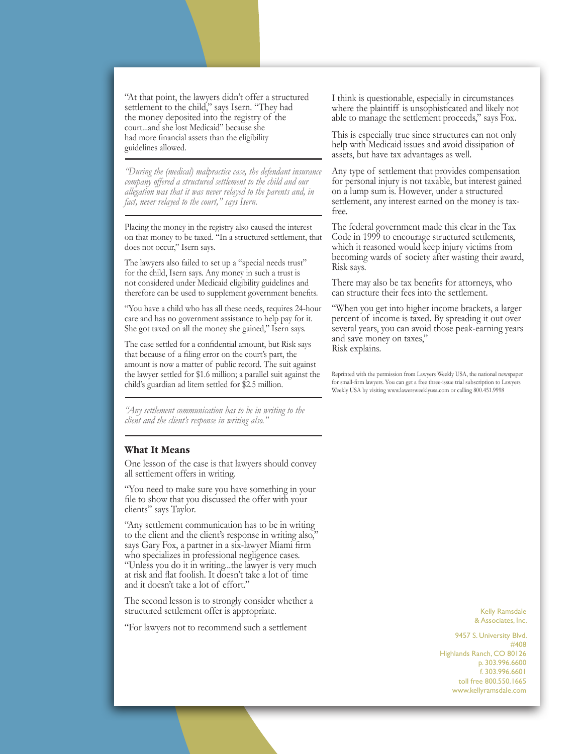"At that point, the lawyers didn't offer a structured settlement to the child," says Isern. "They had the money deposited into the registry of the court...and she lost Medicaid" because she had more financial assets than the eligibility guidelines allowed.

*"During the (medical) malpractice case, the defendant insurance company offered a structured settlement to the child and our allegation was that it was never relayed to the parents and, in fact, never relayed to the court," says Isern.*

Placing the money in the registry also caused the interest on that money to be taxed. "In a structured settlement, that does not occur," Isern says.

The lawyers also failed to set up a "special needs trust" for the child, Isern says. Any money in such a trust is not considered under Medicaid eligibility guidelines and therefore can be used to supplement government benefits.

"You have a child who has all these needs, requires 24-hour care and has no government assistance to help pay for it. She got taxed on all the money she gained," Isern says.

The case settled for a confidential amount, but Risk says that because of a filing error on the court's part, the amount is now a matter of public record. The suit against the lawyer settled for $1.6 million; a parallel suit against the child's guardian ad litem settled for $2.5 million.

*"Any settlement communication has to be in writing to the client and the client's response in writing also."*

## What It Means

One lesson of the case is that lawyers should convey all settlement offers in writing.

"You need to make sure you have something in your file to show that you discussed the offer with your clients" says Taylor.

"Any settlement communication has to be in writing to the client and the client's response in writing also," says Gary Fox, a partner in a six-lawyer Miami firm who specializes in professional negligence cases. "Unless you do it in writing...the lawyer is very much at risk and flat foolish. It doesn't take a lot of time and it doesn't take a lot of effort."

The second lesson is to strongly consider whether a structured settlement offer is appropriate.

"For lawyers not to recommend such a settlement I think is questionable, especially in circumstances where the plaintiff is unsophisticated and likely not able to manage the settlement proceeds," says Fox.

This is especially true since structures can not only help with Medicaid issues and avoid dissipation of assets, but have tax advantages as well.

Any type of settlement that provides compensation for personal injury is not taxable, but interest gained on a lump sum is. However, under a structured settlement, any interest earned on the money is tax-free.

The federal government made this clear in the Tax Code in 1999 to encourage structured settlements, which it reasoned would keep injury victims from becoming wards of society after wasting their award, Risk says.

There may also be tax benefits for attorneys, who can structure their fees into the settlement.

"When you get into higher income brackets, a larger percent of income is taxed. By spreading it out over several years, you can avoid those peak-earning years and save money on taxes," Risk explains.

Reprinted with the permission from Lawyers Weekly USA, the national newspaper for small-firm lawyers. You can get a free three-issue trial subscription to Lawyers Weekly USA by visiting www.lawersweeklyusa.com or calling 800.451.9998

Kelly Ramsdale & Associates, Inc.

9457 S. University Blvd. #408
Highlands Ranch, CO 80126
p. 303.996.6600
f. 303.996.6601
toll free 800.550.1665
www.kellyramsdale.com